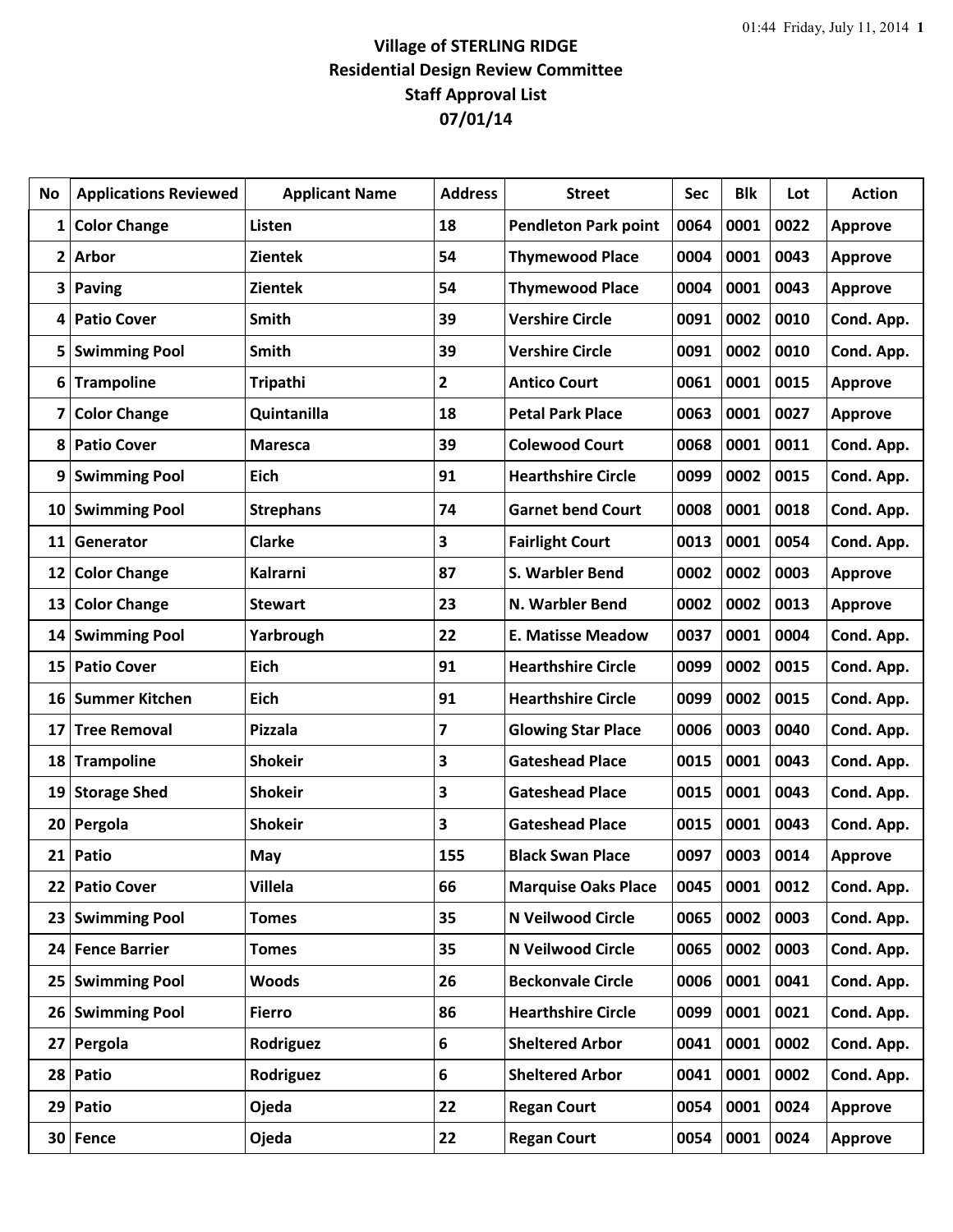# Village of STERLING RIDGE
## Residential Design Review Committee
## Staff Approval List
## 07/01/14

| No | Applications Reviewed | Applicant Name | Address | Street | Sec | Blk | Lot | Action |
|---|---|---|---|---|---|---|---|---|
| 1 | Color Change | Listen | 18 | Pendleton Park point | 0064 | 0001 | 0022 | Approve |
| 2 | Arbor | Zientek | 54 | Thymewood Place | 0004 | 0001 | 0043 | Approve |
| 3 | Paving | Zientek | 54 | Thymewood Place | 0004 | 0001 | 0043 | Approve |
| 4 | Patio Cover | Smith | 39 | Vershire Circle | 0091 | 0002 | 0010 | Cond. App. |
| 5 | Swimming Pool | Smith | 39 | Vershire Circle | 0091 | 0002 | 0010 | Cond. App. |
| 6 | Trampoline | Tripathi | 2 | Antico Court | 0061 | 0001 | 0015 | Approve |
| 7 | Color Change | Quintanilla | 18 | Petal Park Place | 0063 | 0001 | 0027 | Approve |
| 8 | Patio Cover | Maresca | 39 | Colewood Court | 0068 | 0001 | 0011 | Cond. App. |
| 9 | Swimming Pool | Eich | 91 | Hearthshire Circle | 0099 | 0002 | 0015 | Cond. App. |
| 10 | Swimming Pool | Strephans | 74 | Garnet bend Court | 0008 | 0001 | 0018 | Cond. App. |
| 11 | Generator | Clarke | 3 | Fairlight Court | 0013 | 0001 | 0054 | Cond. App. |
| 12 | Color Change | Kalrarni | 87 | S. Warbler Bend | 0002 | 0002 | 0003 | Approve |
| 13 | Color Change | Stewart | 23 | N. Warbler Bend | 0002 | 0002 | 0013 | Approve |
| 14 | Swimming Pool | Yarbrough | 22 | E. Matisse Meadow | 0037 | 0001 | 0004 | Cond. App. |
| 15 | Patio Cover | Eich | 91 | Hearthshire Circle | 0099 | 0002 | 0015 | Cond. App. |
| 16 | Summer Kitchen | Eich | 91 | Hearthshire Circle | 0099 | 0002 | 0015 | Cond. App. |
| 17 | Tree Removal | Pizzala | 7 | Glowing Star Place | 0006 | 0003 | 0040 | Cond. App. |
| 18 | Trampoline | Shokeir | 3 | Gateshead Place | 0015 | 0001 | 0043 | Cond. App. |
| 19 | Storage Shed | Shokeir | 3 | Gateshead Place | 0015 | 0001 | 0043 | Cond. App. |
| 20 | Pergola | Shokeir | 3 | Gateshead Place | 0015 | 0001 | 0043 | Cond. App. |
| 21 | Patio | May | 155 | Black Swan Place | 0097 | 0003 | 0014 | Approve |
| 22 | Patio Cover | Villela | 66 | Marquise Oaks Place | 0045 | 0001 | 0012 | Cond. App. |
| 23 | Swimming Pool | Tomes | 35 | N Veilwood Circle | 0065 | 0002 | 0003 | Cond. App. |
| 24 | Fence Barrier | Tomes | 35 | N Veilwood Circle | 0065 | 0002 | 0003 | Cond. App. |
| 25 | Swimming Pool | Woods | 26 | Beckonvale Circle | 0006 | 0001 | 0041 | Cond. App. |
| 26 | Swimming Pool | Fierro | 86 | Hearthshire Circle | 0099 | 0001 | 0021 | Cond. App. |
| 27 | Pergola | Rodriguez | 6 | Sheltered Arbor | 0041 | 0001 | 0002 | Cond. App. |
| 28 | Patio | Rodriguez | 6 | Sheltered Arbor | 0041 | 0001 | 0002 | Cond. App. |
| 29 | Patio | Ojeda | 22 | Regan Court | 0054 | 0001 | 0024 | Approve |
| 30 | Fence | Ojeda | 22 | Regan Court | 0054 | 0001 | 0024 | Approve |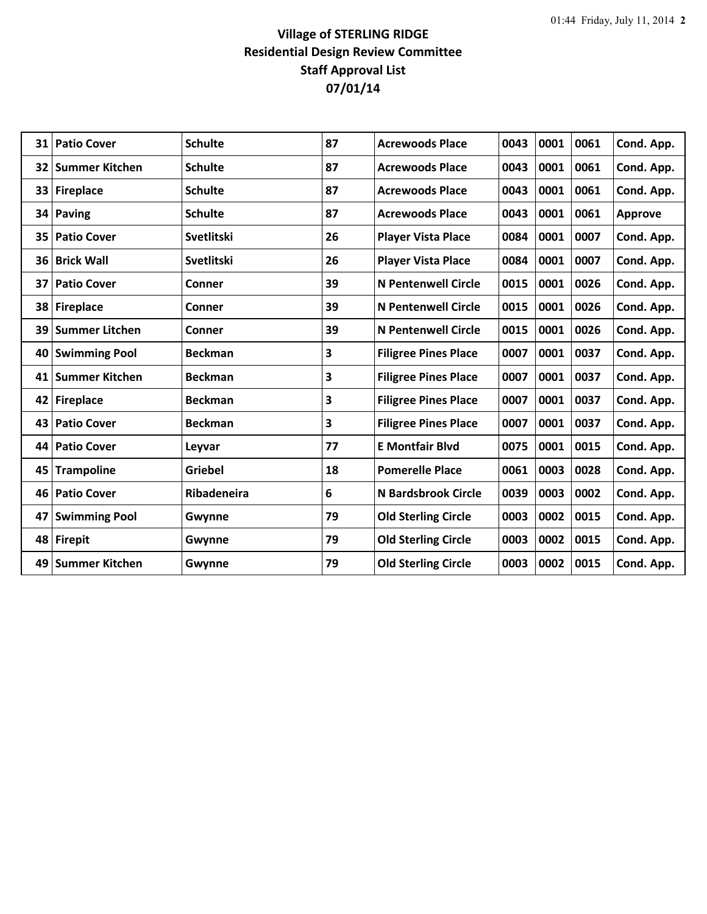**Village of STERLING RIDGE**
**Residential Design Review Committee**
**Staff Approval List**
**07/01/14**

| | | | | | | | | |
|---|---|---|---|---|---|---|---|---|
| 31 | Patio Cover | Schulte | 87 | Acrewoods Place | 0043 | 0001 | 0061 | Cond. App. |
| 32 | Summer Kitchen | Schulte | 87 | Acrewoods Place | 0043 | 0001 | 0061 | Cond. App. |
| 33 | Fireplace | Schulte | 87 | Acrewoods Place | 0043 | 0001 | 0061 | Cond. App. |
| 34 | Paving | Schulte | 87 | Acrewoods Place | 0043 | 0001 | 0061 | Approve |
| 35 | Patio Cover | Svetlitski | 26 | Player Vista Place | 0084 | 0001 | 0007 | Cond. App. |
| 36 | Brick Wall | Svetlitski | 26 | Player Vista Place | 0084 | 0001 | 0007 | Cond. App. |
| 37 | Patio Cover | Conner | 39 | N Pentenwell Circle | 0015 | 0001 | 0026 | Cond. App. |
| 38 | Fireplace | Conner | 39 | N Pentenwell Circle | 0015 | 0001 | 0026 | Cond. App. |
| 39 | Summer Litchen | Conner | 39 | N Pentenwell Circle | 0015 | 0001 | 0026 | Cond. App. |
| 40 | Swimming Pool | Beckman | 3 | Filigree Pines Place | 0007 | 0001 | 0037 | Cond. App. |
| 41 | Summer Kitchen | Beckman | 3 | Filigree Pines Place | 0007 | 0001 | 0037 | Cond. App. |
| 42 | Fireplace | Beckman | 3 | Filigree Pines Place | 0007 | 0001 | 0037 | Cond. App. |
| 43 | Patio Cover | Beckman | 3 | Filigree Pines Place | 0007 | 0001 | 0037 | Cond. App. |
| 44 | Patio Cover | Leyvar | 77 | E Montfair Blvd | 0075 | 0001 | 0015 | Cond. App. |
| 45 | Trampoline | Griebel | 18 | Pomerelle Place | 0061 | 0003 | 0028 | Cond. App. |
| 46 | Patio Cover | Ribadeneira | 6 | N Bardsbrook Circle | 0039 | 0003 | 0002 | Cond. App. |
| 47 | Swimming Pool | Gwynne | 79 | Old Sterling Circle | 0003 | 0002 | 0015 | Cond. App. |
| 48 | Firepit | Gwynne | 79 | Old Sterling Circle | 0003 | 0002 | 0015 | Cond. App. |
| 49 | Summer Kitchen | Gwynne | 79 | Old Sterling Circle | 0003 | 0002 | 0015 | Cond. App. |